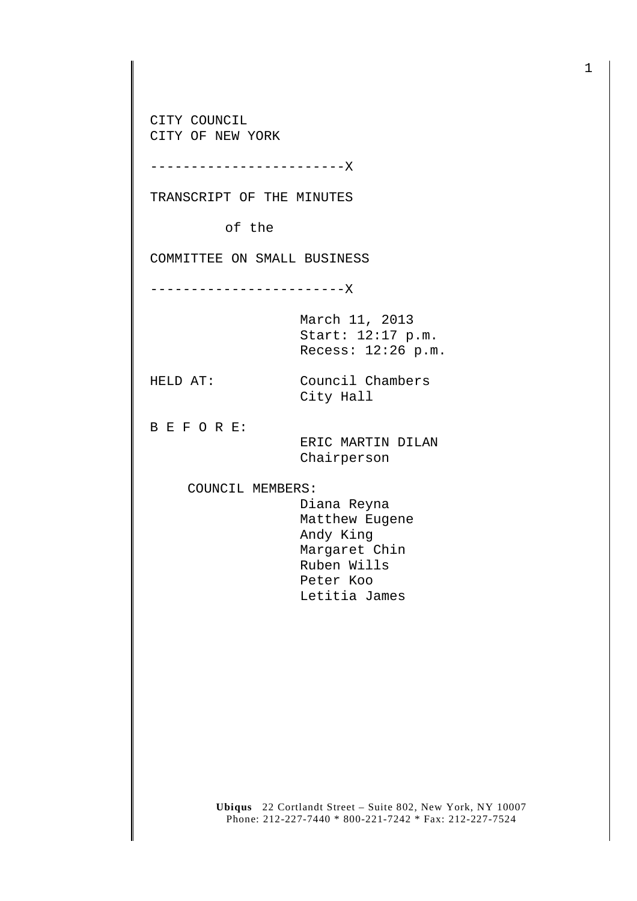CITY COUNCIL
CITY OF NEW YORK

------------------------X

TRANSCRIPT OF THE MINUTES

of the

COMMITTEE ON SMALL BUSINESS

------------------------X

March 11, 2013
Start: 12:17 p.m.
Recess: 12:26 p.m.

HELD AT: Council Chambers
City Hall

B E F O R E:

ERIC MARTIN DILAN
Chairperson

COUNCIL MEMBERS:

Diana Reyna
Matthew Eugene
Andy King
Margaret Chin
Ruben Wills
Peter Koo
Letitia James

**Ubiqus** 22 Cortlandt Street – Suite 802, New York, NY 10007
Phone: 212-227-7440 * 800-221-7242 * Fax: 212-227-7524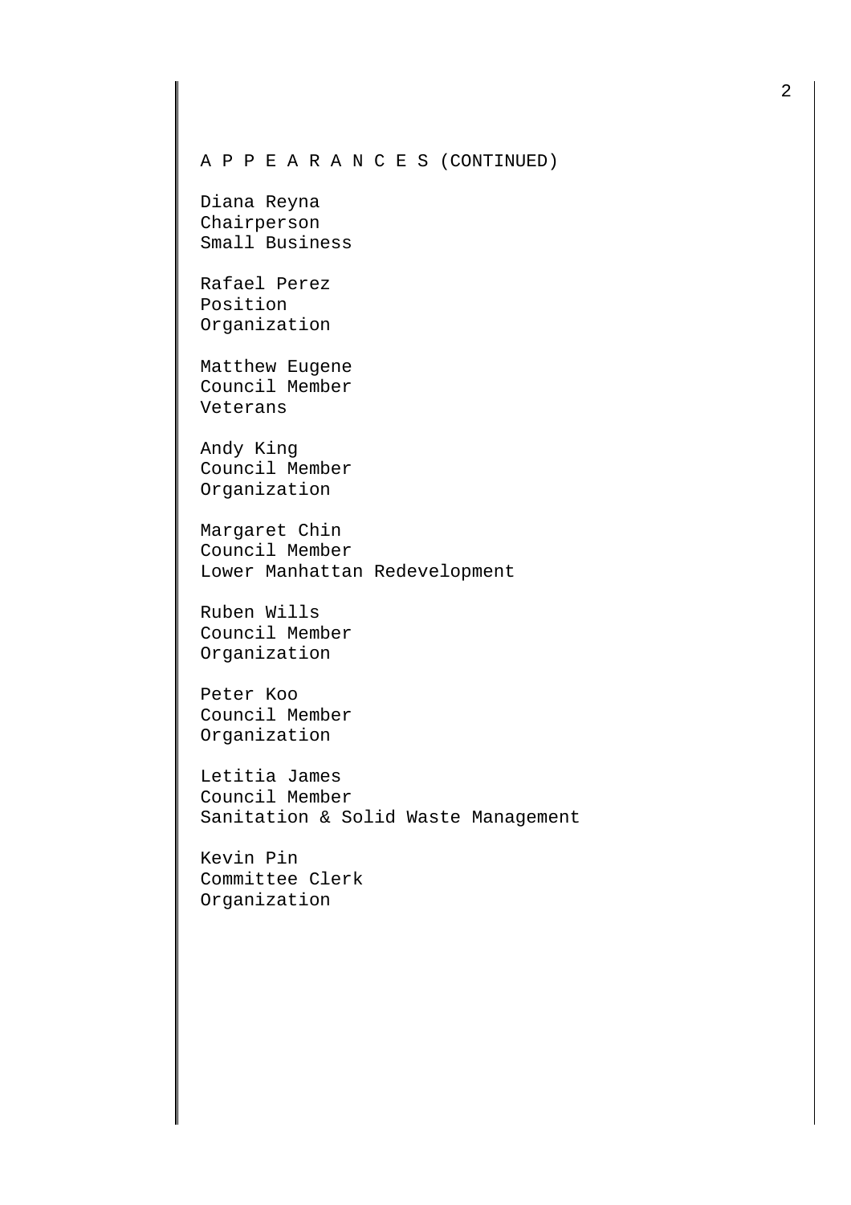A P P E A R A N C E S (CONTINUED)

Diana Reyna
Chairperson
Small Business

Rafael Perez
Position
Organization

Matthew Eugene
Council Member
Veterans

Andy King
Council Member
Organization

Margaret Chin
Council Member
Lower Manhattan Redevelopment

Ruben Wills
Council Member
Organization

Peter Koo
Council Member
Organization

Letitia James
Council Member
Sanitation & Solid Waste Management

Kevin Pin
Committee Clerk
Organization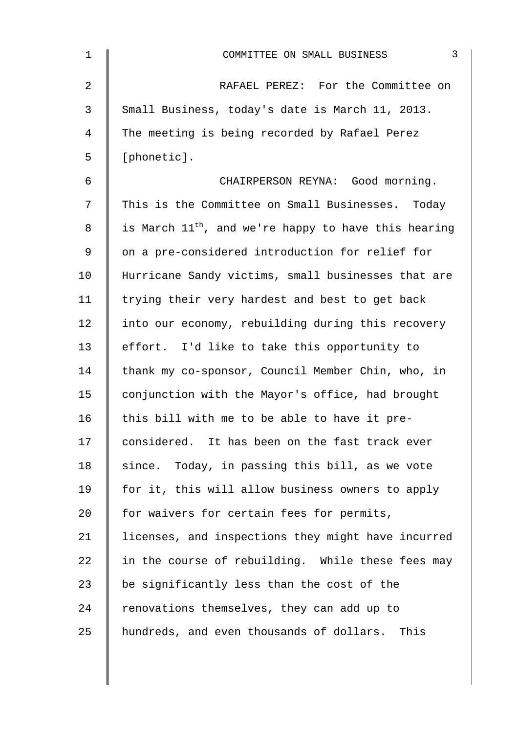RAFAEL PEREZ: For the Committee on Small Business, today's date is March 11, 2013. The meeting is being recorded by Rafael Perez [phonetic].

CHAIRPERSON REYNA: Good morning. This is the Committee on Small Businesses. Today is March 11th, and we're happy to have this hearing on a pre-considered introduction for relief for Hurricane Sandy victims, small businesses that are trying their very hardest and best to get back into our economy, rebuilding during this recovery effort. I'd like to take this opportunity to thank my co-sponsor, Council Member Chin, who, in conjunction with the Mayor's office, had brought this bill with me to be able to have it pre-considered. It has been on the fast track ever since. Today, in passing this bill, as we vote for it, this will allow business owners to apply for waivers for certain fees for permits, licenses, and inspections they might have incurred in the course of rebuilding. While these fees may be significantly less than the cost of the renovations themselves, they can add up to hundreds, and even thousands of dollars. This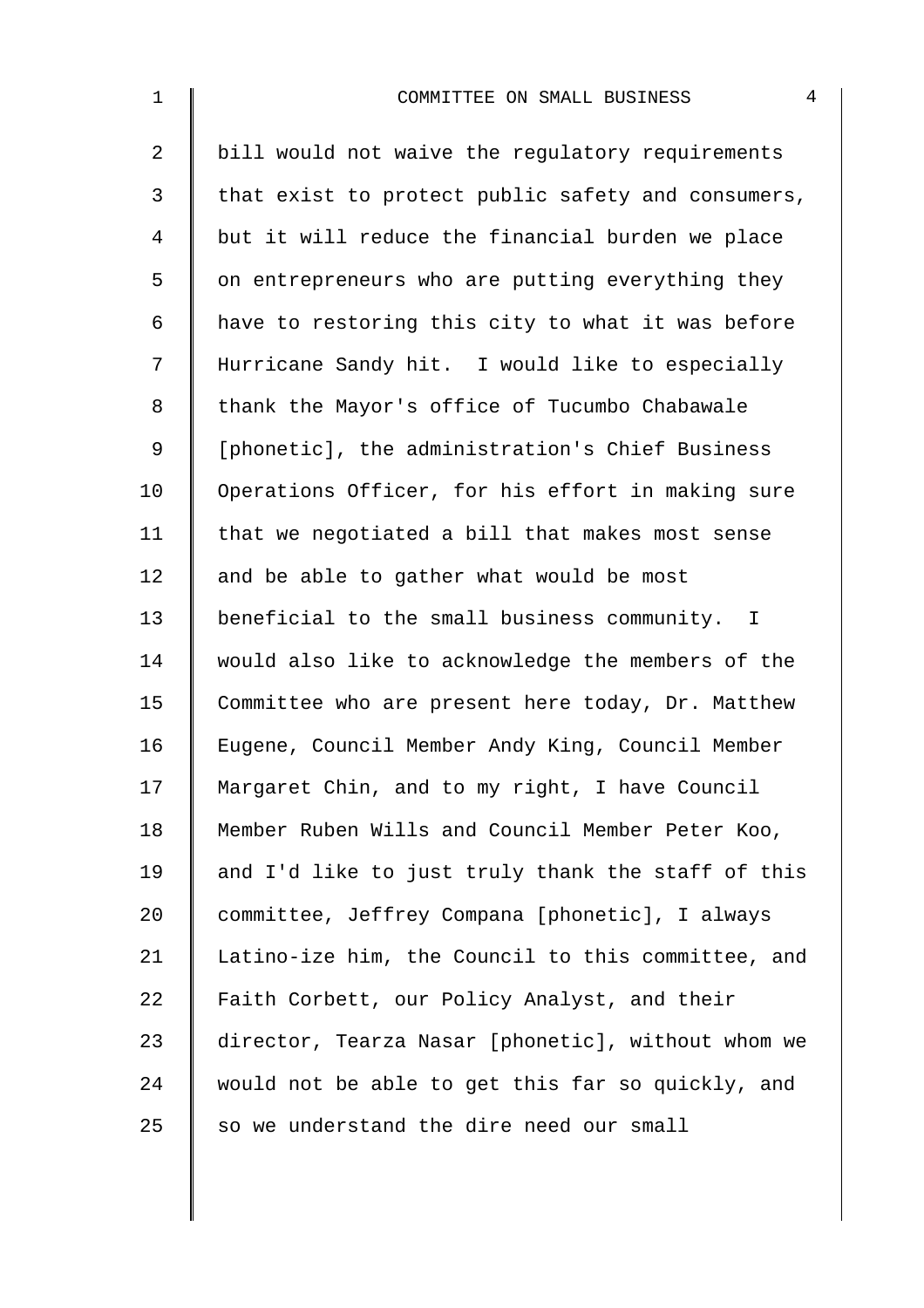bill would not waive the regulatory requirements that exist to protect public safety and consumers, but it will reduce the financial burden we place on entrepreneurs who are putting everything they have to restoring this city to what it was before Hurricane Sandy hit. I would like to especially thank the Mayor's office of Tucumbo Chabawale [phonetic], the administration's Chief Business Operations Officer, for his effort in making sure that we negotiated a bill that makes most sense and be able to gather what would be most beneficial to the small business community. I would also like to acknowledge the members of the Committee who are present here today, Dr. Matthew Eugene, Council Member Andy King, Council Member Margaret Chin, and to my right, I have Council Member Ruben Wills and Council Member Peter Koo, and I'd like to just truly thank the staff of this committee, Jeffrey Compana [phonetic], I always Latino-ize him, the Council to this committee, and Faith Corbett, our Policy Analyst, and their director, Tearza Nasar [phonetic], without whom we would not be able to get this far so quickly, and so we understand the dire need our small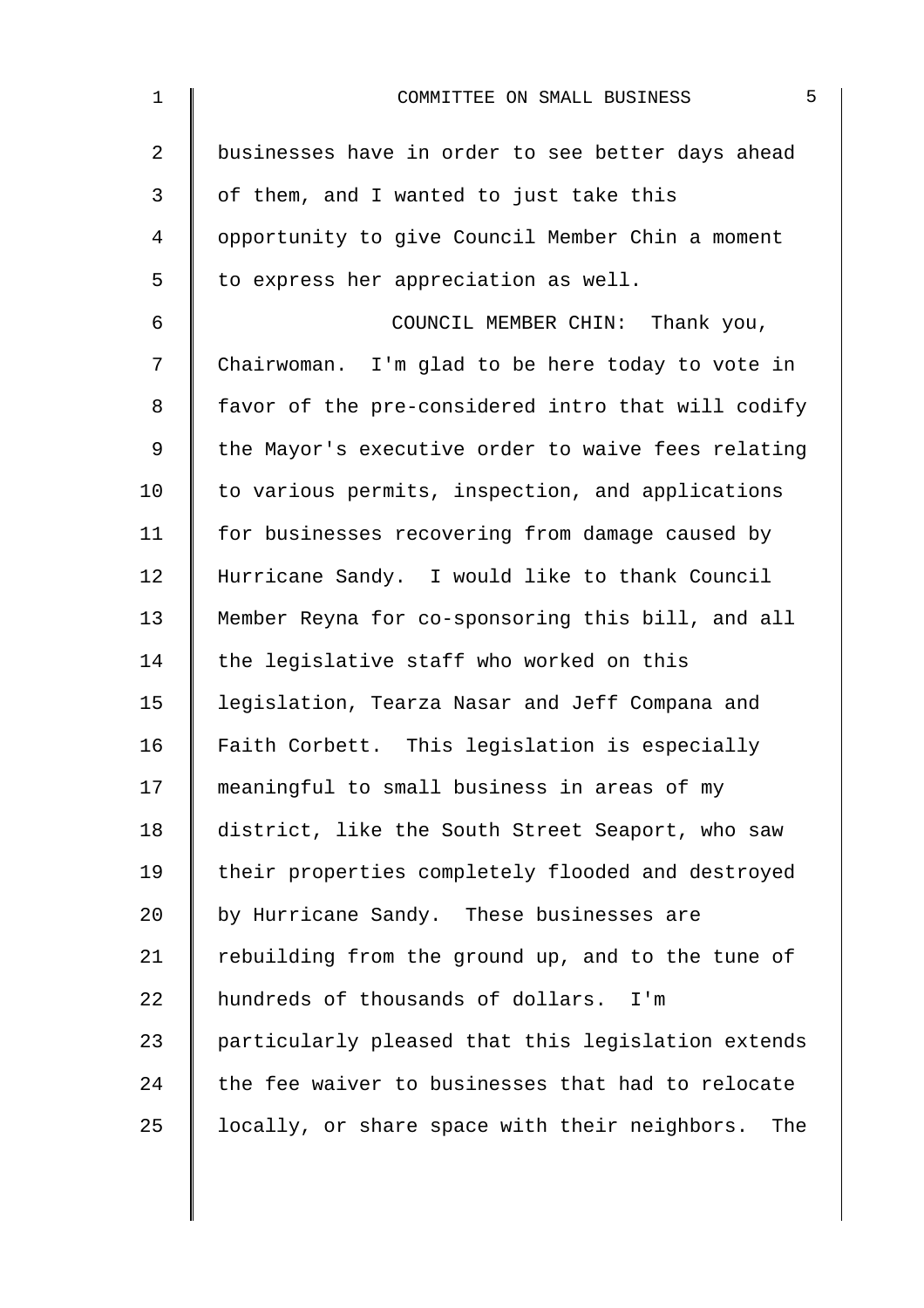businesses have in order to see better days ahead of them, and I wanted to just take this opportunity to give Council Member Chin a moment to express her appreciation as well.

COUNCIL MEMBER CHIN: Thank you, Chairwoman. I'm glad to be here today to vote in favor of the pre-considered intro that will codify the Mayor's executive order to waive fees relating to various permits, inspection, and applications for businesses recovering from damage caused by Hurricane Sandy. I would like to thank Council Member Reyna for co-sponsoring this bill, and all the legislative staff who worked on this legislation, Tearza Nasar and Jeff Compana and Faith Corbett. This legislation is especially meaningful to small business in areas of my district, like the South Street Seaport, who saw their properties completely flooded and destroyed by Hurricane Sandy. These businesses are rebuilding from the ground up, and to the tune of hundreds of thousands of dollars. I'm particularly pleased that this legislation extends the fee waiver to businesses that had to relocate locally, or share space with their neighbors. The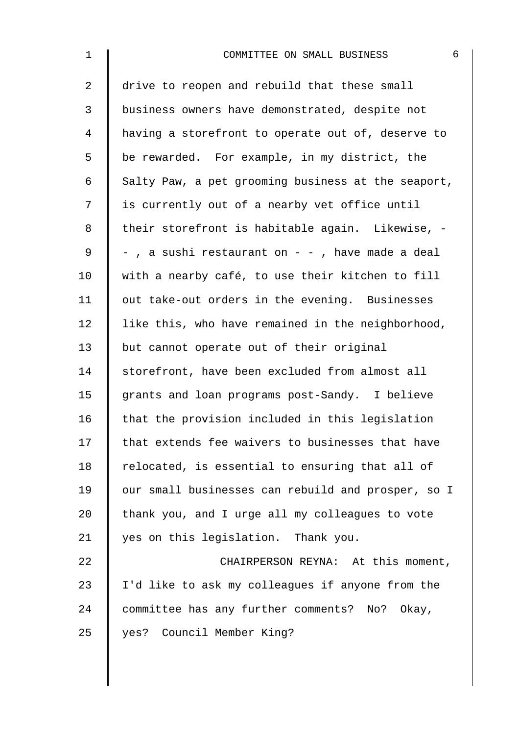drive to reopen and rebuild that these small business owners have demonstrated, despite not having a storefront to operate out of, deserve to be rewarded. For example, in my district, the Salty Paw, a pet grooming business at the seaport, is currently out of a nearby vet office until their storefront is habitable again. Likewise, - - , a sushi restaurant on - - , have made a deal with a nearby café, to use their kitchen to fill out take-out orders in the evening. Businesses like this, who have remained in the neighborhood, but cannot operate out of their original storefront, have been excluded from almost all grants and loan programs post-Sandy. I believe that the provision included in this legislation that extends fee waivers to businesses that have relocated, is essential to ensuring that all of our small businesses can rebuild and prosper, so I thank you, and I urge all my colleagues to vote yes on this legislation. Thank you.

CHAIRPERSON REYNA: At this moment, I'd like to ask my colleagues if anyone from the committee has any further comments? No? Okay, yes? Council Member King?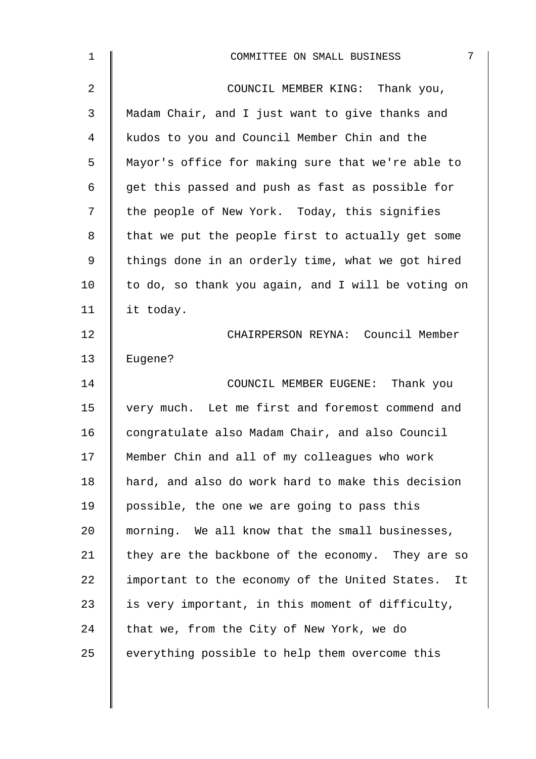COUNCIL MEMBER KING: Thank you, Madam Chair, and I just want to give thanks and kudos to you and Council Member Chin and the Mayor's office for making sure that we're able to get this passed and push as fast as possible for the people of New York. Today, this signifies that we put the people first to actually get some things done in an orderly time, what we got hired to do, so thank you again, and I will be voting on it today.

CHAIRPERSON REYNA: Council Member Eugene?

COUNCIL MEMBER EUGENE: Thank you very much. Let me first and foremost commend and congratulate also Madam Chair, and also Council Member Chin and all of my colleagues who work hard, and also do work hard to make this decision possible, the one we are going to pass this morning. We all know that the small businesses, they are the backbone of the economy. They are so important to the economy of the United States. It is very important, in this moment of difficulty, that we, from the City of New York, we do everything possible to help them overcome this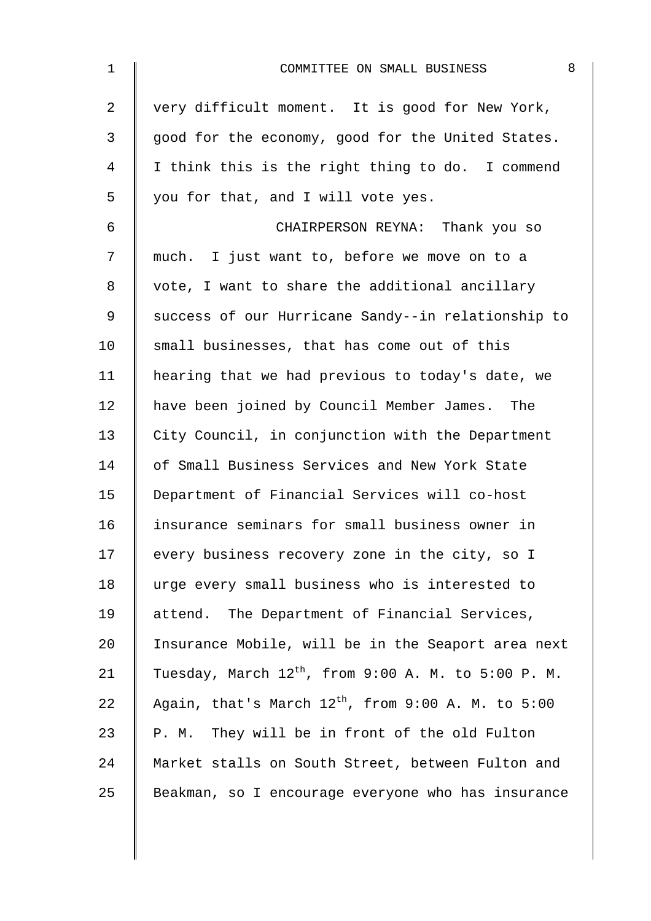very difficult moment. It is good for New York, good for the economy, good for the United States. I think this is the right thing to do. I commend you for that, and I will vote yes.

CHAIRPERSON REYNA: Thank you so much. I just want to, before we move on to a vote, I want to share the additional ancillary success of our Hurricane Sandy--in relationship to small businesses, that has come out of this hearing that we had previous to today's date, we have been joined by Council Member James. The City Council, in conjunction with the Department of Small Business Services and New York State Department of Financial Services will co-host insurance seminars for small business owner in every business recovery zone in the city, so I urge every small business who is interested to attend. The Department of Financial Services, Insurance Mobile, will be in the Seaport area next Tuesday, March 12th, from 9:00 A. M. to 5:00 P. M. Again, that's March 12th, from 9:00 A. M. to 5:00 P. M. They will be in front of the old Fulton Market stalls on South Street, between Fulton and Beakman, so I encourage everyone who has insurance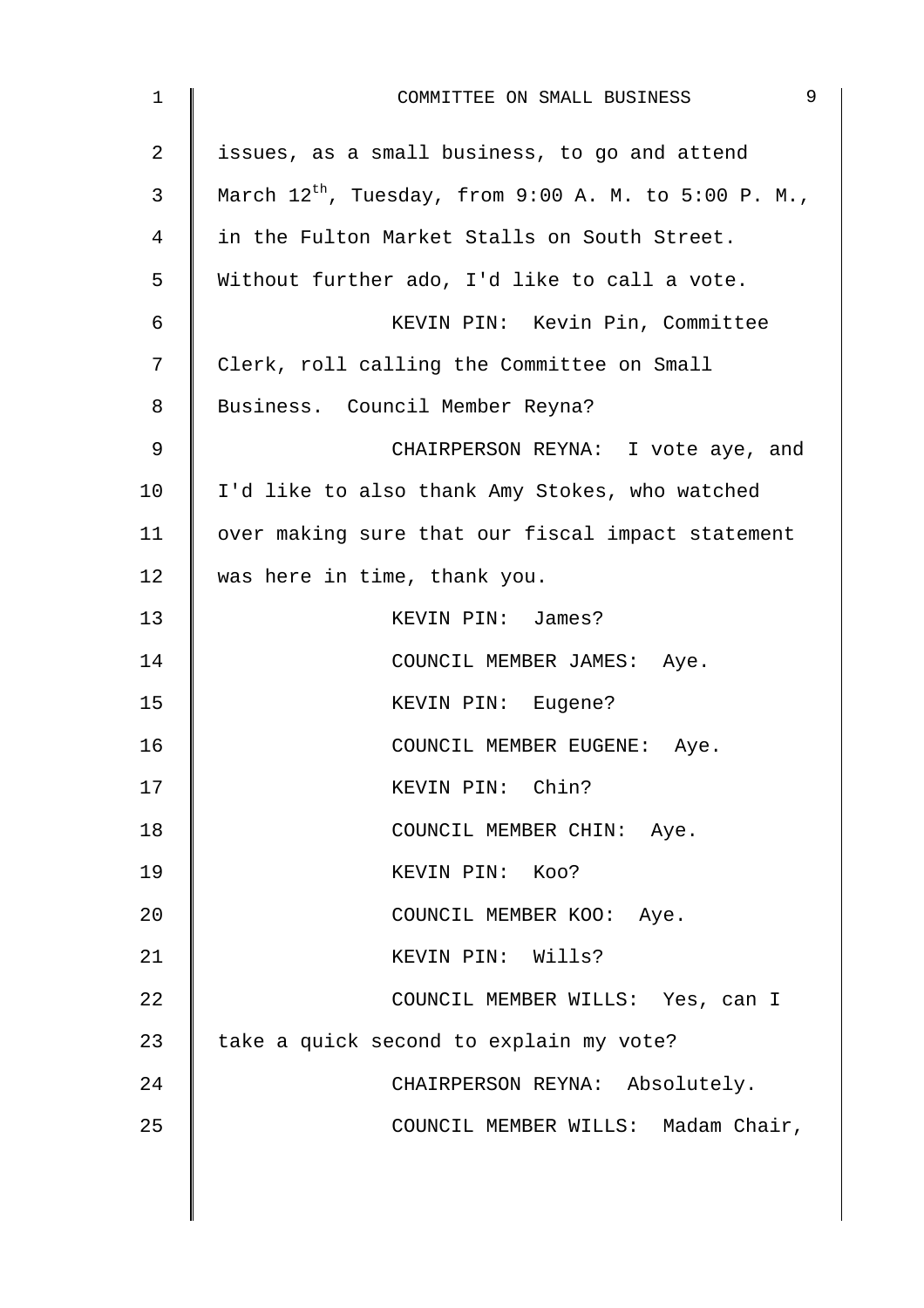issues, as a small business, to go and attend March 12th, Tuesday, from 9:00 A. M. to 5:00 P. M., in the Fulton Market Stalls on South Street. Without further ado, I'd like to call a vote.

KEVIN PIN: Kevin Pin, Committee Clerk, roll calling the Committee on Small Business. Council Member Reyna?

CHAIRPERSON REYNA: I vote aye, and I'd like to also thank Amy Stokes, who watched over making sure that our fiscal impact statement was here in time, thank you.

KEVIN PIN: James?

COUNCIL MEMBER JAMES: Aye.

KEVIN PIN: Eugene?

COUNCIL MEMBER EUGENE: Aye.

KEVIN PIN: Chin?

COUNCIL MEMBER CHIN: Aye.

KEVIN PIN: Koo?

COUNCIL MEMBER KOO: Aye.

KEVIN PIN: Wills?

COUNCIL MEMBER WILLS: Yes, can I take a quick second to explain my vote?

CHAIRPERSON REYNA: Absolutely.

COUNCIL MEMBER WILLS: Madam Chair,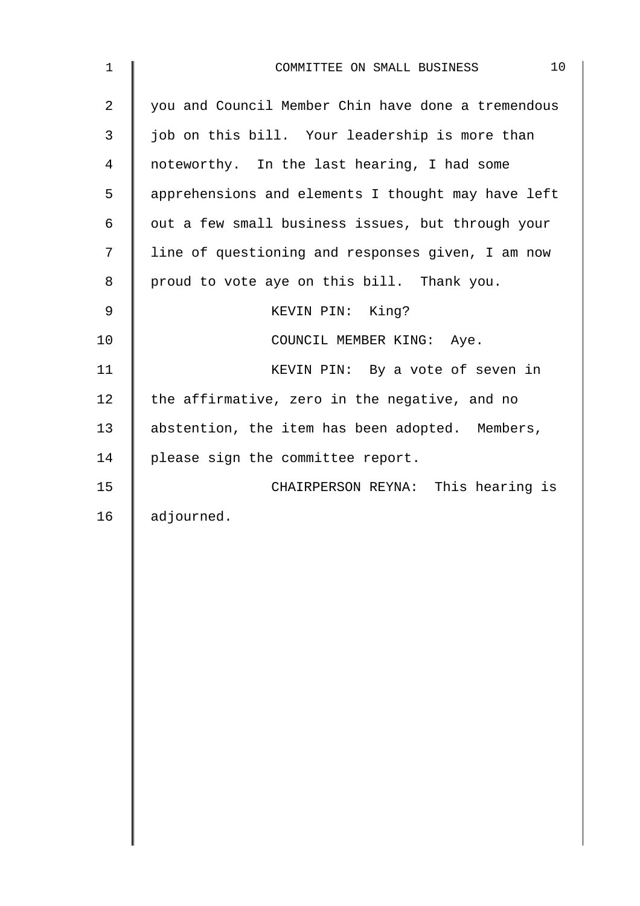you and Council Member Chin have done a tremendous job on this bill. Your leadership is more than noteworthy. In the last hearing, I had some apprehensions and elements I thought may have left out a few small business issues, but through your line of questioning and responses given, I am now proud to vote aye on this bill. Thank you.

KEVIN PIN: King?

COUNCIL MEMBER KING: Aye.

KEVIN PIN: By a vote of seven in the affirmative, zero in the negative, and no abstention, the item has been adopted. Members, please sign the committee report.

CHAIRPERSON REYNA: This hearing is adjourned.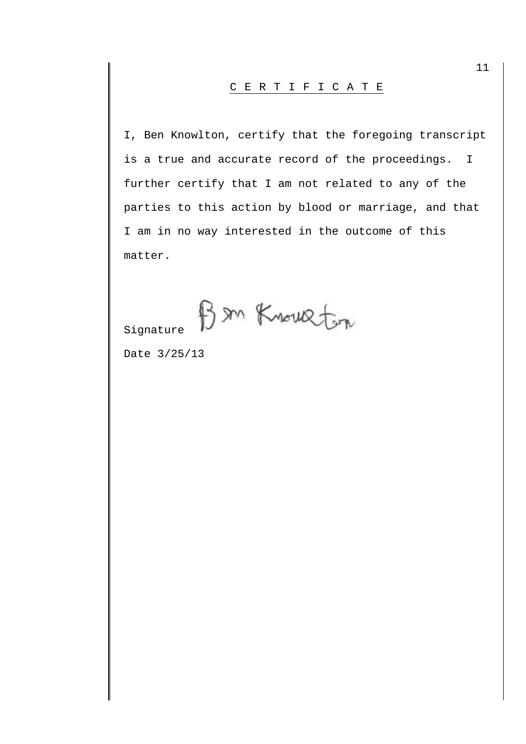# C E R T I F I C A T E

I, Ben Knowlton, certify that the foregoing transcript is a true and accurate record of the proceedings. I further certify that I am not related to any of the parties to this action by blood or marriage, and that I am in no way interested in the outcome of this matter.

Signature Ben Knowlton

Date 3/25/13